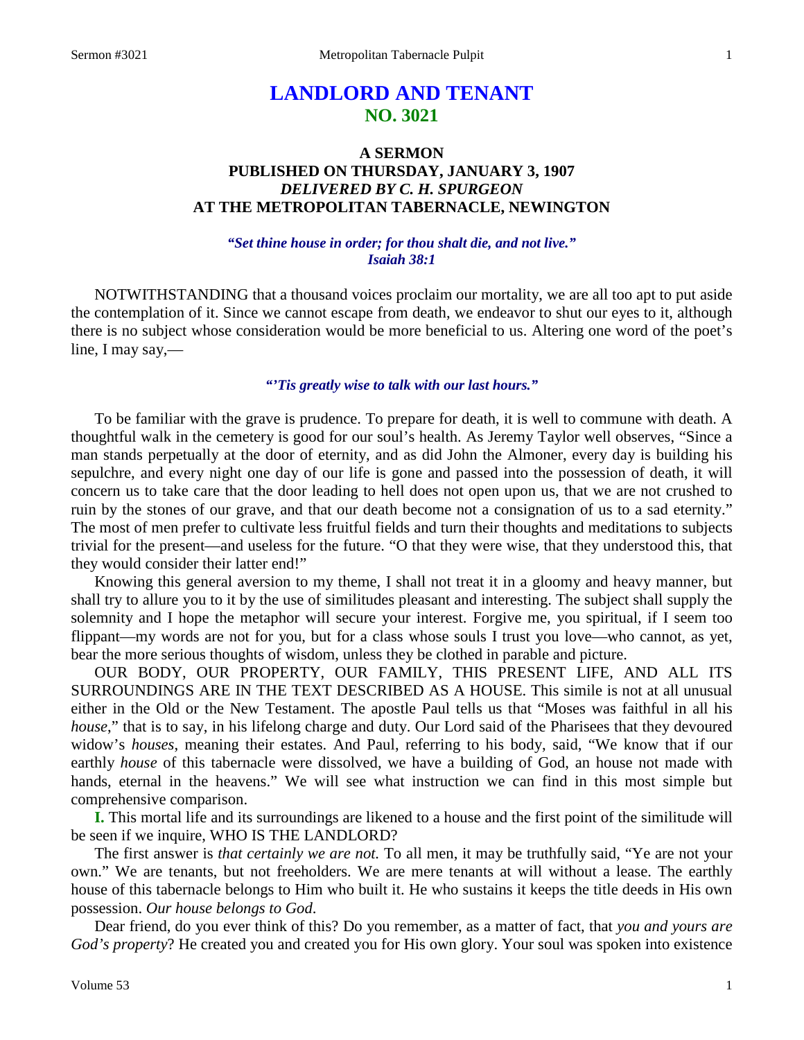# LANDLORD AND TENANT
## NO. 3021

### A SERMON
### PUBLISHED ON THURSDAY, JANUARY 3, 1907
### *DELIVERED BY C. H. SPURGEON*
### AT THE METROPOLITAN TABERNACLE, NEWINGTON

***"Set thine house in order; for thou shalt die, and not live."***
***Isaiah 38:1***

NOTWITHSTANDING that a thousand voices proclaim our mortality, we are all too apt to put aside the contemplation of it. Since we cannot escape from death, we endeavor to shut our eyes to it, although there is no subject whose consideration would be more beneficial to us. Altering one word of the poet's line, I may say,—

***"'Tis greatly wise to talk with our last hours."***

To be familiar with the grave is prudence. To prepare for death, it is well to commune with death. A thoughtful walk in the cemetery is good for our soul's health. As Jeremy Taylor well observes, "Since a man stands perpetually at the door of eternity, and as did John the Almoner, every day is building his sepulchre, and every night one day of our life is gone and passed into the possession of death, it will concern us to take care that the door leading to hell does not open upon us, that we are not crushed to ruin by the stones of our grave, and that our death become not a consignation of us to a sad eternity." The most of men prefer to cultivate less fruitful fields and turn their thoughts and meditations to subjects trivial for the present—and useless for the future. "O that they were wise, that they understood this, that they would consider their latter end!"

Knowing this general aversion to my theme, I shall not treat it in a gloomy and heavy manner, but shall try to allure you to it by the use of similitudes pleasant and interesting. The subject shall supply the solemnity and I hope the metaphor will secure your interest. Forgive me, you spiritual, if I seem too flippant—my words are not for you, but for a class whose souls I trust you love—who cannot, as yet, bear the more serious thoughts of wisdom, unless they be clothed in parable and picture.

OUR BODY, OUR PROPERTY, OUR FAMILY, THIS PRESENT LIFE, AND ALL ITS SURROUNDINGS ARE IN THE TEXT DESCRIBED AS A HOUSE. This simile is not at all unusual either in the Old or the New Testament. The apostle Paul tells us that "Moses was faithful in all his *house*," that is to say, in his lifelong charge and duty. Our Lord said of the Pharisees that they devoured widow's *houses*, meaning their estates. And Paul, referring to his body, said, "We know that if our earthly *house* of this tabernacle were dissolved, we have a building of God, an house not made with hands, eternal in the heavens." We will see what instruction we can find in this most simple but comprehensive comparison.

**I.** This mortal life and its surroundings are likened to a house and the first point of the similitude will be seen if we inquire, WHO IS THE LANDLORD?

The first answer is *that certainly we are not.* To all men, it may be truthfully said, "Ye are not your own." We are tenants, but not freeholders. We are mere tenants at will without a lease. The earthly house of this tabernacle belongs to Him who built it. He who sustains it keeps the title deeds in His own possession. *Our house belongs to God.*

Dear friend, do you ever think of this? Do you remember, as a matter of fact, that *you and yours are God's property*? He created you and created you for His own glory. Your soul was spoken into existence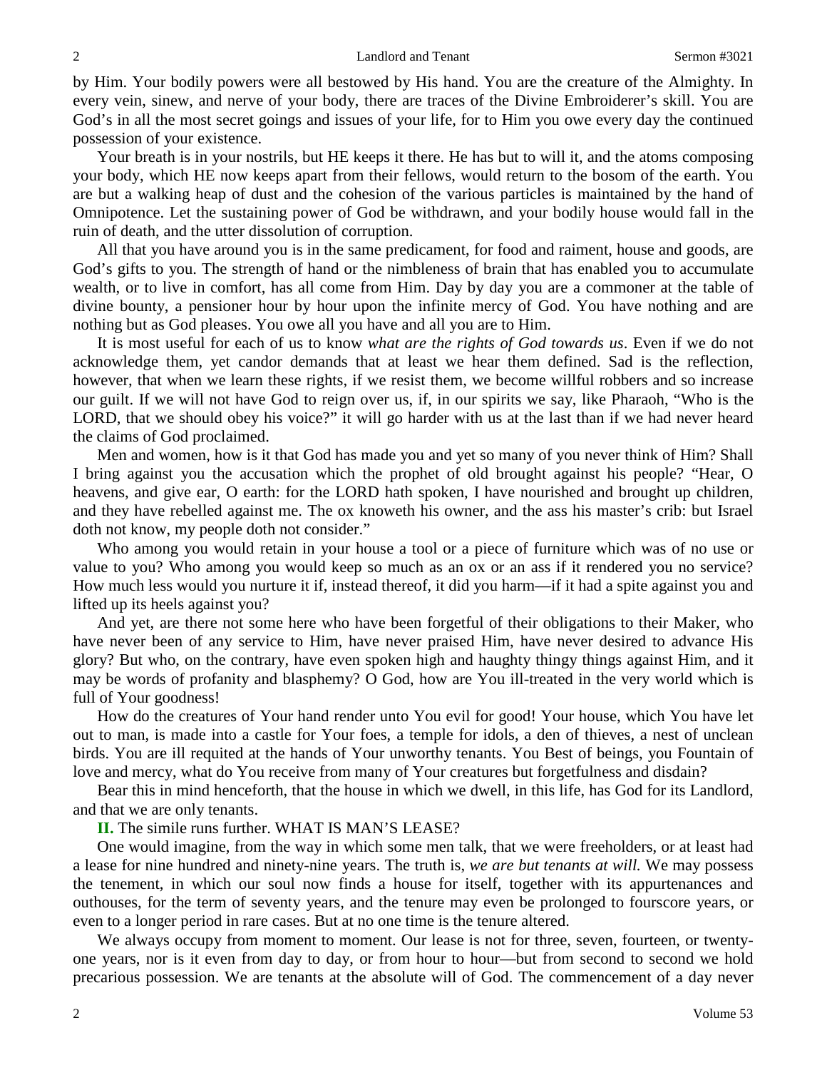by Him. Your bodily powers were all bestowed by His hand. You are the creature of the Almighty. In every vein, sinew, and nerve of your body, there are traces of the Divine Embroiderer's skill. You are God's in all the most secret goings and issues of your life, for to Him you owe every day the continued possession of your existence.

Your breath is in your nostrils, but HE keeps it there. He has but to will it, and the atoms composing your body, which HE now keeps apart from their fellows, would return to the bosom of the earth. You are but a walking heap of dust and the cohesion of the various particles is maintained by the hand of Omnipotence. Let the sustaining power of God be withdrawn, and your bodily house would fall in the ruin of death, and the utter dissolution of corruption.

All that you have around you is in the same predicament, for food and raiment, house and goods, are God's gifts to you. The strength of hand or the nimbleness of brain that has enabled you to accumulate wealth, or to live in comfort, has all come from Him. Day by day you are a commoner at the table of divine bounty, a pensioner hour by hour upon the infinite mercy of God. You have nothing and are nothing but as God pleases. You owe all you have and all you are to Him.

It is most useful for each of us to know *what are the rights of God towards us*. Even if we do not acknowledge them, yet candor demands that at least we hear them defined. Sad is the reflection, however, that when we learn these rights, if we resist them, we become willful robbers and so increase our guilt. If we will not have God to reign over us, if, in our spirits we say, like Pharaoh, "Who is the LORD, that we should obey his voice?" it will go harder with us at the last than if we had never heard the claims of God proclaimed.

Men and women, how is it that God has made you and yet so many of you never think of Him? Shall I bring against you the accusation which the prophet of old brought against his people? "Hear, O heavens, and give ear, O earth: for the LORD hath spoken, I have nourished and brought up children, and they have rebelled against me. The ox knoweth his owner, and the ass his master's crib: but Israel doth not know, my people doth not consider."

Who among you would retain in your house a tool or a piece of furniture which was of no use or value to you? Who among you would keep so much as an ox or an ass if it rendered you no service? How much less would you nurture it if, instead thereof, it did you harm—if it had a spite against you and lifted up its heels against you?

And yet, are there not some here who have been forgetful of their obligations to their Maker, who have never been of any service to Him, have never praised Him, have never desired to advance His glory? But who, on the contrary, have even spoken high and haughty thingy things against Him, and it may be words of profanity and blasphemy? O God, how are You ill-treated in the very world which is full of Your goodness!

How do the creatures of Your hand render unto You evil for good! Your house, which You have let out to man, is made into a castle for Your foes, a temple for idols, a den of thieves, a nest of unclean birds. You are ill requited at the hands of Your unworthy tenants. You Best of beings, you Fountain of love and mercy, what do You receive from many of Your creatures but forgetfulness and disdain?

Bear this in mind henceforth, that the house in which we dwell, in this life, has God for its Landlord, and that we are only tenants.

**II.** The simile runs further. WHAT IS MAN'S LEASE?

One would imagine, from the way in which some men talk, that we were freeholders, or at least had a lease for nine hundred and ninety-nine years. The truth is, *we are but tenants at will.* We may possess the tenement, in which our soul now finds a house for itself, together with its appurtenances and outhouses, for the term of seventy years, and the tenure may even be prolonged to fourscore years, or even to a longer period in rare cases. But at no one time is the tenure altered.

We always occupy from moment to moment. Our lease is not for three, seven, fourteen, or twenty-one years, nor is it even from day to day, or from hour to hour—but from second to second we hold precarious possession. We are tenants at the absolute will of God. The commencement of a day never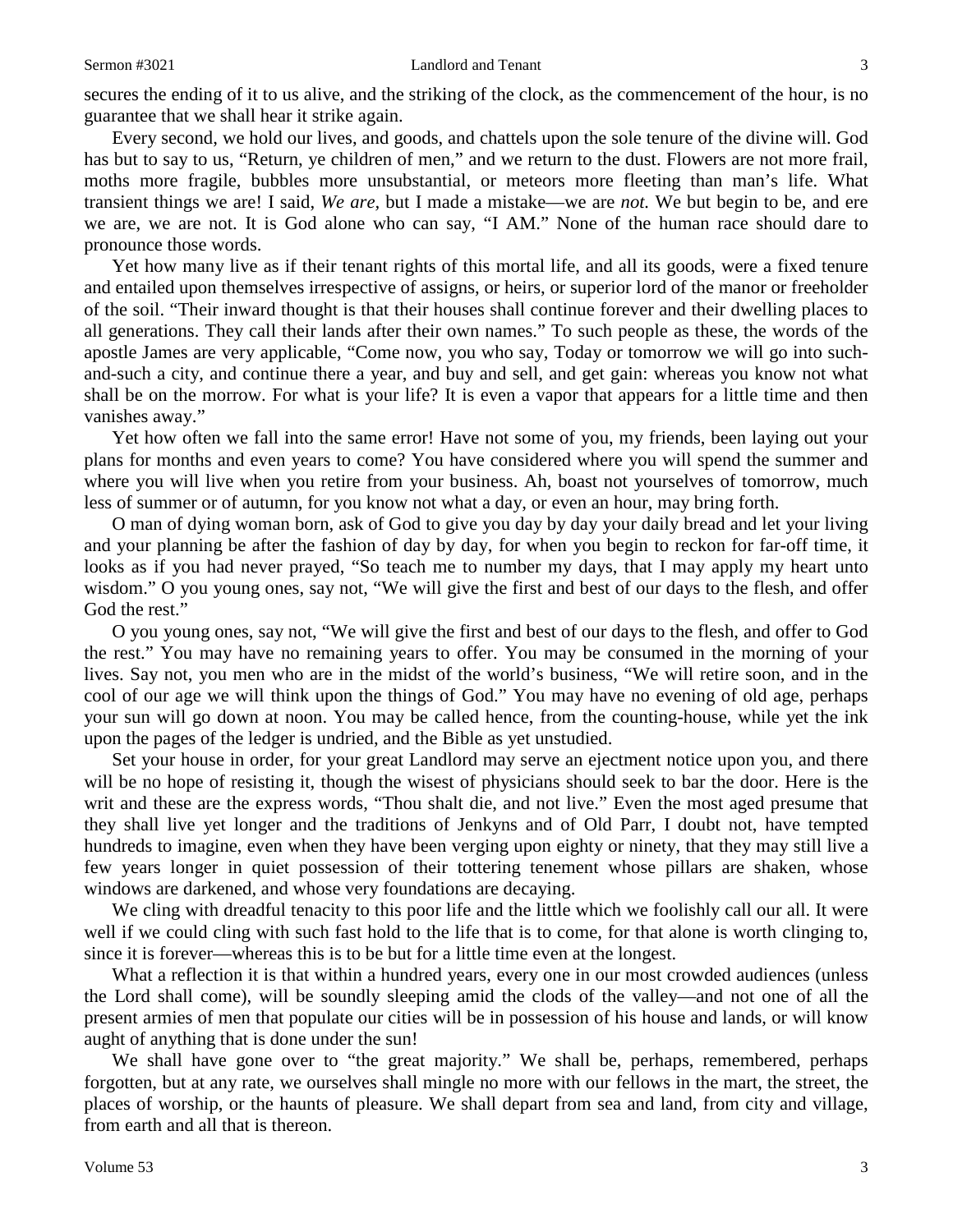secures the ending of it to us alive, and the striking of the clock, as the commencement of the hour, is no guarantee that we shall hear it strike again.

Every second, we hold our lives, and goods, and chattels upon the sole tenure of the divine will. God has but to say to us, "Return, ye children of men," and we return to the dust. Flowers are not more frail, moths more fragile, bubbles more unsubstantial, or meteors more fleeting than man's life. What transient things we are! I said, *We are*, but I made a mistake—we are *not.* We but begin to be, and ere we are, we are not. It is God alone who can say, "I AM." None of the human race should dare to pronounce those words.

Yet how many live as if their tenant rights of this mortal life, and all its goods, were a fixed tenure and entailed upon themselves irrespective of assigns, or heirs, or superior lord of the manor or freeholder of the soil. "Their inward thought is that their houses shall continue forever and their dwelling places to all generations. They call their lands after their own names." To such people as these, the words of the apostle James are very applicable, "Come now, you who say, Today or tomorrow we will go into such-and-such a city, and continue there a year, and buy and sell, and get gain: whereas you know not what shall be on the morrow. For what is your life? It is even a vapor that appears for a little time and then vanishes away."

Yet how often we fall into the same error! Have not some of you, my friends, been laying out your plans for months and even years to come? You have considered where you will spend the summer and where you will live when you retire from your business. Ah, boast not yourselves of tomorrow, much less of summer or of autumn, for you know not what a day, or even an hour, may bring forth.

O man of dying woman born, ask of God to give you day by day your daily bread and let your living and your planning be after the fashion of day by day, for when you begin to reckon for far-off time, it looks as if you had never prayed, "So teach me to number my days, that I may apply my heart unto wisdom." O you young ones, say not, "We will give the first and best of our days to the flesh, and offer God the rest."

O you young ones, say not, "We will give the first and best of our days to the flesh, and offer to God the rest." You may have no remaining years to offer. You may be consumed in the morning of your lives. Say not, you men who are in the midst of the world's business, "We will retire soon, and in the cool of our age we will think upon the things of God." You may have no evening of old age, perhaps your sun will go down at noon. You may be called hence, from the counting-house, while yet the ink upon the pages of the ledger is undried, and the Bible as yet unstudied.

Set your house in order, for your great Landlord may serve an ejectment notice upon you, and there will be no hope of resisting it, though the wisest of physicians should seek to bar the door. Here is the writ and these are the express words, "Thou shalt die, and not live." Even the most aged presume that they shall live yet longer and the traditions of Jenkyns and of Old Parr, I doubt not, have tempted hundreds to imagine, even when they have been verging upon eighty or ninety, that they may still live a few years longer in quiet possession of their tottering tenement whose pillars are shaken, whose windows are darkened, and whose very foundations are decaying.

We cling with dreadful tenacity to this poor life and the little which we foolishly call our all. It were well if we could cling with such fast hold to the life that is to come, for that alone is worth clinging to, since it is forever—whereas this is to be but for a little time even at the longest.

What a reflection it is that within a hundred years, every one in our most crowded audiences (unless the Lord shall come), will be soundly sleeping amid the clods of the valley—and not one of all the present armies of men that populate our cities will be in possession of his house and lands, or will know aught of anything that is done under the sun!

We shall have gone over to "the great majority." We shall be, perhaps, remembered, perhaps forgotten, but at any rate, we ourselves shall mingle no more with our fellows in the mart, the street, the places of worship, or the haunts of pleasure. We shall depart from sea and land, from city and village, from earth and all that is thereon.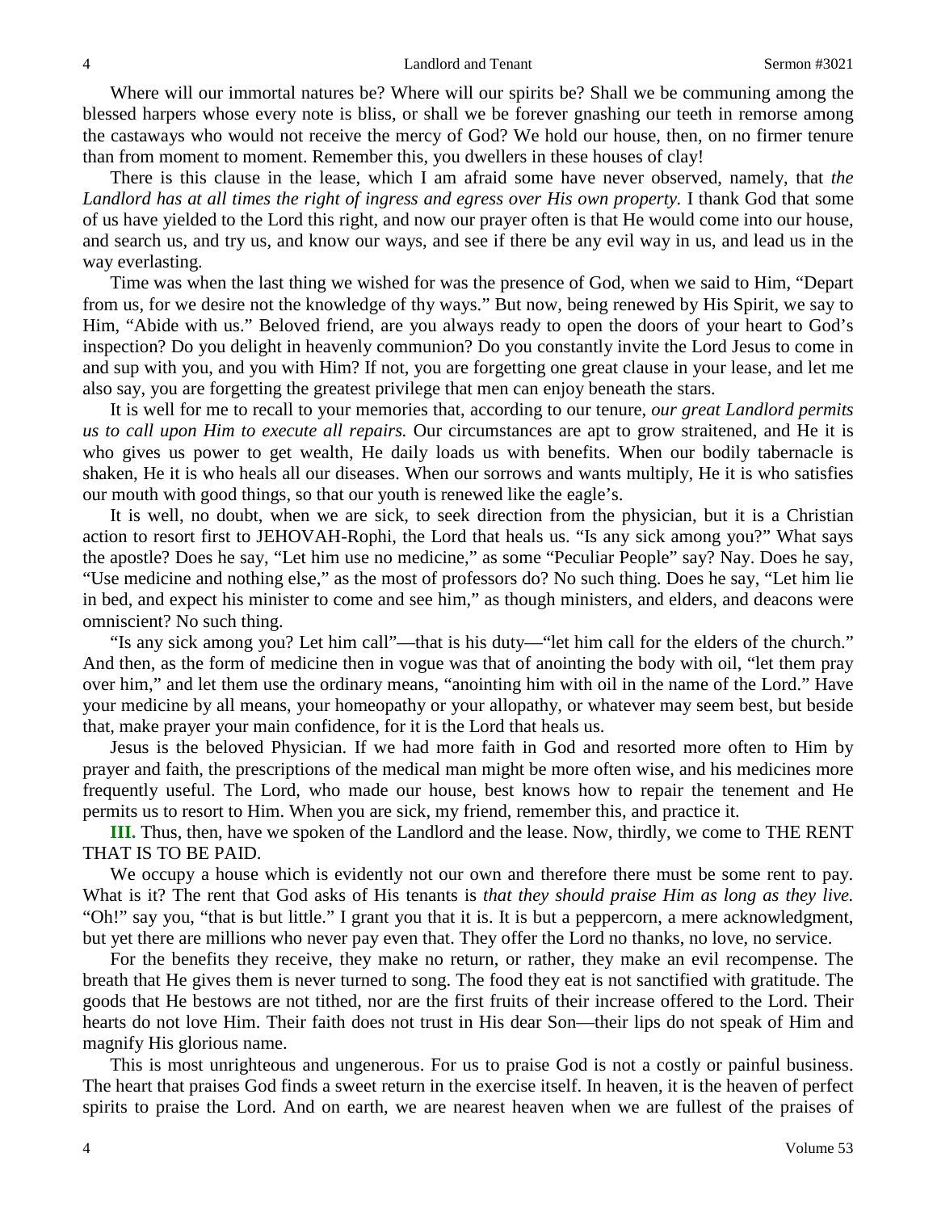Where will our immortal natures be? Where will our spirits be? Shall we be communing among the blessed harpers whose every note is bliss, or shall we be forever gnashing our teeth in remorse among the castaways who would not receive the mercy of God? We hold our house, then, on no firmer tenure than from moment to moment. Remember this, you dwellers in these houses of clay!

There is this clause in the lease, which I am afraid some have never observed, namely, that *the Landlord has at all times the right of ingress and egress over His own property.* I thank God that some of us have yielded to the Lord this right, and now our prayer often is that He would come into our house, and search us, and try us, and know our ways, and see if there be any evil way in us, and lead us in the way everlasting.

Time was when the last thing we wished for was the presence of God, when we said to Him, "Depart from us, for we desire not the knowledge of thy ways." But now, being renewed by His Spirit, we say to Him, "Abide with us." Beloved friend, are you always ready to open the doors of your heart to God's inspection? Do you delight in heavenly communion? Do you constantly invite the Lord Jesus to come in and sup with you, and you with Him? If not, you are forgetting one great clause in your lease, and let me also say, you are forgetting the greatest privilege that men can enjoy beneath the stars.

It is well for me to recall to your memories that, according to our tenure, *our great Landlord permits us to call upon Him to execute all repairs.* Our circumstances are apt to grow straitened, and He it is who gives us power to get wealth, He daily loads us with benefits. When our bodily tabernacle is shaken, He it is who heals all our diseases. When our sorrows and wants multiply, He it is who satisfies our mouth with good things, so that our youth is renewed like the eagle's.

It is well, no doubt, when we are sick, to seek direction from the physician, but it is a Christian action to resort first to JEHOVAH-Rophi, the Lord that heals us. "Is any sick among you?" What says the apostle? Does he say, "Let him use no medicine," as some "Peculiar People" say? Nay. Does he say, "Use medicine and nothing else," as the most of professors do? No such thing. Does he say, "Let him lie in bed, and expect his minister to come and see him," as though ministers, and elders, and deacons were omniscient? No such thing.

"Is any sick among you? Let him call"—that is his duty—"let him call for the elders of the church." And then, as the form of medicine then in vogue was that of anointing the body with oil, "let them pray over him," and let them use the ordinary means, "anointing him with oil in the name of the Lord." Have your medicine by all means, your homeopathy or your allopathy, or whatever may seem best, but beside that, make prayer your main confidence, for it is the Lord that heals us.

Jesus is the beloved Physician. If we had more faith in God and resorted more often to Him by prayer and faith, the prescriptions of the medical man might be more often wise, and his medicines more frequently useful. The Lord, who made our house, best knows how to repair the tenement and He permits us to resort to Him. When you are sick, my friend, remember this, and practice it.

**III.** Thus, then, have we spoken of the Landlord and the lease. Now, thirdly, we come to THE RENT THAT IS TO BE PAID.

We occupy a house which is evidently not our own and therefore there must be some rent to pay. What is it? The rent that God asks of His tenants is *that they should praise Him as long as they live.* "Oh!" say you, "that is but little." I grant you that it is. It is but a peppercorn, a mere acknowledgment, but yet there are millions who never pay even that. They offer the Lord no thanks, no love, no service.

For the benefits they receive, they make no return, or rather, they make an evil recompense. The breath that He gives them is never turned to song. The food they eat is not sanctified with gratitude. The goods that He bestows are not tithed, nor are the first fruits of their increase offered to the Lord. Their hearts do not love Him. Their faith does not trust in His dear Son—their lips do not speak of Him and magnify His glorious name.

This is most unrighteous and ungenerous. For us to praise God is not a costly or painful business. The heart that praises God finds a sweet return in the exercise itself. In heaven, it is the heaven of perfect spirits to praise the Lord. And on earth, we are nearest heaven when we are fullest of the praises of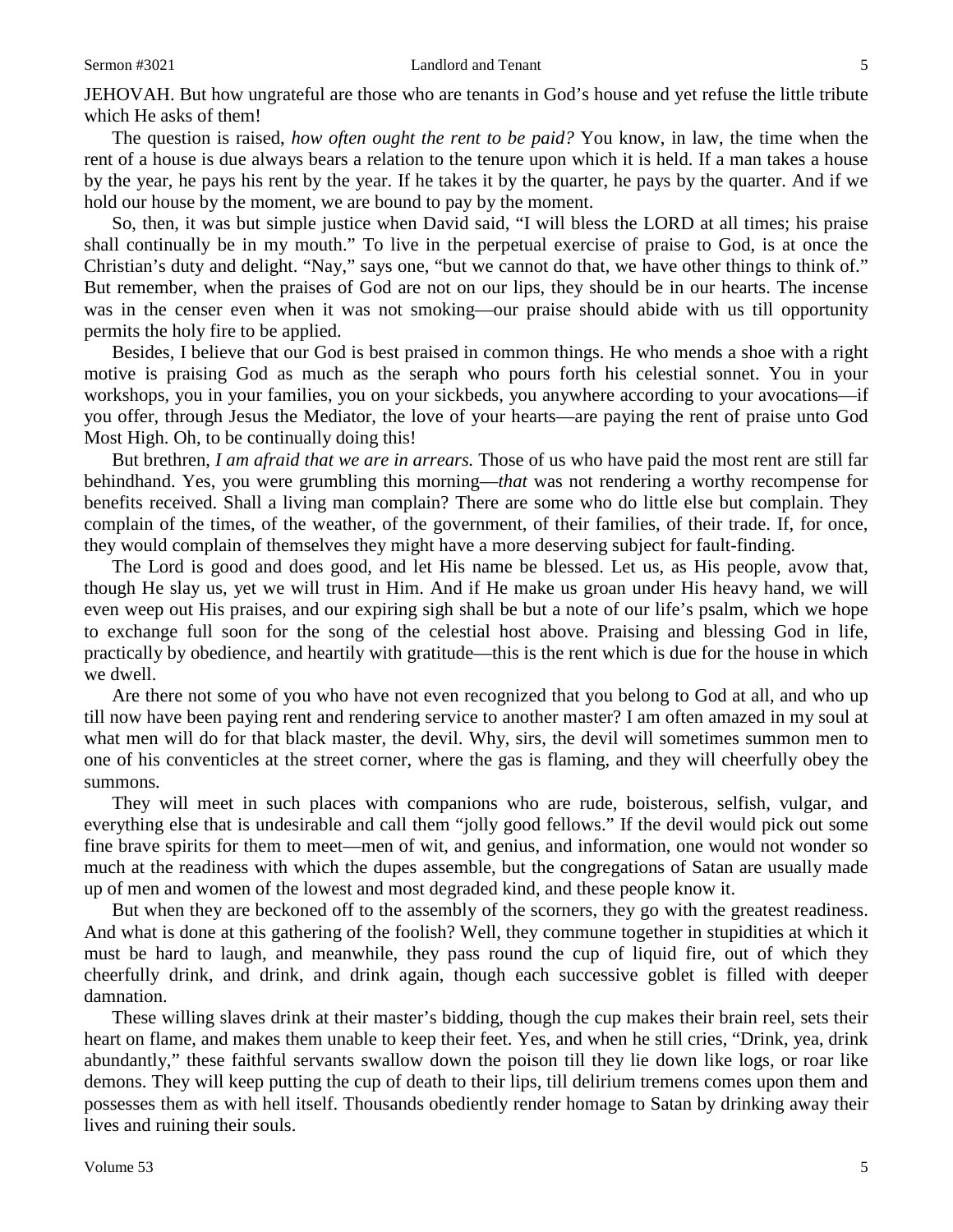JEHOVAH. But how ungrateful are those who are tenants in God's house and yet refuse the little tribute which He asks of them!

The question is raised, *how often ought the rent to be paid?* You know, in law, the time when the rent of a house is due always bears a relation to the tenure upon which it is held. If a man takes a house by the year, he pays his rent by the year. If he takes it by the quarter, he pays by the quarter. And if we hold our house by the moment, we are bound to pay by the moment.

So, then, it was but simple justice when David said, "I will bless the LORD at all times; his praise shall continually be in my mouth." To live in the perpetual exercise of praise to God, is at once the Christian's duty and delight. "Nay," says one, "but we cannot do that, we have other things to think of." But remember, when the praises of God are not on our lips, they should be in our hearts. The incense was in the censer even when it was not smoking—our praise should abide with us till opportunity permits the holy fire to be applied.

Besides, I believe that our God is best praised in common things. He who mends a shoe with a right motive is praising God as much as the seraph who pours forth his celestial sonnet. You in your workshops, you in your families, you on your sickbeds, you anywhere according to your avocations—if you offer, through Jesus the Mediator, the love of your hearts—are paying the rent of praise unto God Most High. Oh, to be continually doing this!

But brethren, *I am afraid that we are in arrears.* Those of us who have paid the most rent are still far behindhand. Yes, you were grumbling this morning—*that* was not rendering a worthy recompense for benefits received. Shall a living man complain? There are some who do little else but complain. They complain of the times, of the weather, of the government, of their families, of their trade. If, for once, they would complain of themselves they might have a more deserving subject for fault-finding.

The Lord is good and does good, and let His name be blessed. Let us, as His people, avow that, though He slay us, yet we will trust in Him. And if He make us groan under His heavy hand, we will even weep out His praises, and our expiring sigh shall be but a note of our life's psalm, which we hope to exchange full soon for the song of the celestial host above. Praising and blessing God in life, practically by obedience, and heartily with gratitude—this is the rent which is due for the house in which we dwell.

Are there not some of you who have not even recognized that you belong to God at all, and who up till now have been paying rent and rendering service to another master? I am often amazed in my soul at what men will do for that black master, the devil. Why, sirs, the devil will sometimes summon men to one of his conventicles at the street corner, where the gas is flaming, and they will cheerfully obey the summons.

They will meet in such places with companions who are rude, boisterous, selfish, vulgar, and everything else that is undesirable and call them "jolly good fellows." If the devil would pick out some fine brave spirits for them to meet—men of wit, and genius, and information, one would not wonder so much at the readiness with which the dupes assemble, but the congregations of Satan are usually made up of men and women of the lowest and most degraded kind, and these people know it.

But when they are beckoned off to the assembly of the scorners, they go with the greatest readiness. And what is done at this gathering of the foolish? Well, they commune together in stupidities at which it must be hard to laugh, and meanwhile, they pass round the cup of liquid fire, out of which they cheerfully drink, and drink, and drink again, though each successive goblet is filled with deeper damnation.

These willing slaves drink at their master's bidding, though the cup makes their brain reel, sets their heart on flame, and makes them unable to keep their feet. Yes, and when he still cries, "Drink, yea, drink abundantly," these faithful servants swallow down the poison till they lie down like logs, or roar like demons. They will keep putting the cup of death to their lips, till delirium tremens comes upon them and possesses them as with hell itself. Thousands obediently render homage to Satan by drinking away their lives and ruining their souls.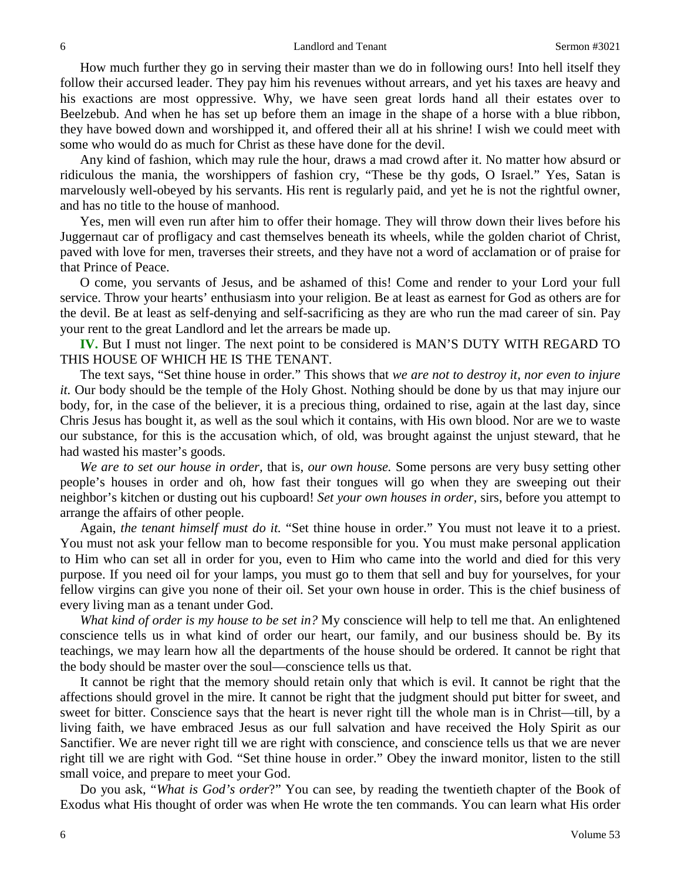How much further they go in serving their master than we do in following ours! Into hell itself they follow their accursed leader. They pay him his revenues without arrears, and yet his taxes are heavy and his exactions are most oppressive. Why, we have seen great lords hand all their estates over to Beelzebub. And when he has set up before them an image in the shape of a horse with a blue ribbon, they have bowed down and worshipped it, and offered their all at his shrine! I wish we could meet with some who would do as much for Christ as these have done for the devil.

Any kind of fashion, which may rule the hour, draws a mad crowd after it. No matter how absurd or ridiculous the mania, the worshippers of fashion cry, "These be thy gods, O Israel." Yes, Satan is marvelously well-obeyed by his servants. His rent is regularly paid, and yet he is not the rightful owner, and has no title to the house of manhood.

Yes, men will even run after him to offer their homage. They will throw down their lives before his Juggernaut car of profligacy and cast themselves beneath its wheels, while the golden chariot of Christ, paved with love for men, traverses their streets, and they have not a word of acclamation or of praise for that Prince of Peace.

O come, you servants of Jesus, and be ashamed of this! Come and render to your Lord your full service. Throw your hearts' enthusiasm into your religion. Be at least as earnest for God as others are for the devil. Be at least as self-denying and self-sacrificing as they are who run the mad career of sin. Pay your rent to the great Landlord and let the arrears be made up.

**IV.** But I must not linger. The next point to be considered is MAN'S DUTY WITH REGARD TO THIS HOUSE OF WHICH HE IS THE TENANT.

The text says, "Set thine house in order." This shows that *we are not to destroy it, nor even to injure it.* Our body should be the temple of the Holy Ghost. Nothing should be done by us that may injure our body, for, in the case of the believer, it is a precious thing, ordained to rise, again at the last day, since Chris Jesus has bought it, as well as the soul which it contains, with His own blood. Nor are we to waste our substance, for this is the accusation which, of old, was brought against the unjust steward, that he had wasted his master's goods.

*We are to set our house in order,* that is, *our own house.* Some persons are very busy setting other people's houses in order and oh, how fast their tongues will go when they are sweeping out their neighbor's kitchen or dusting out his cupboard! *Set your own houses in order,* sirs, before you attempt to arrange the affairs of other people.

Again, *the tenant himself must do it.* "Set thine house in order." You must not leave it to a priest. You must not ask your fellow man to become responsible for you. You must make personal application to Him who can set all in order for you, even to Him who came into the world and died for this very purpose. If you need oil for your lamps, you must go to them that sell and buy for yourselves, for your fellow virgins can give you none of their oil. Set your own house in order. This is the chief business of every living man as a tenant under God.

*What kind of order is my house to be set in?* My conscience will help to tell me that. An enlightened conscience tells us in what kind of order our heart, our family, and our business should be. By its teachings, we may learn how all the departments of the house should be ordered. It cannot be right that the body should be master over the soul—conscience tells us that.

It cannot be right that the memory should retain only that which is evil. It cannot be right that the affections should grovel in the mire. It cannot be right that the judgment should put bitter for sweet, and sweet for bitter. Conscience says that the heart is never right till the whole man is in Christ—till, by a living faith, we have embraced Jesus as our full salvation and have received the Holy Spirit as our Sanctifier. We are never right till we are right with conscience, and conscience tells us that we are never right till we are right with God. "Set thine house in order." Obey the inward monitor, listen to the still small voice, and prepare to meet your God.

Do you ask, "*What is God's order*?" You can see, by reading the twentieth chapter of the Book of Exodus what His thought of order was when He wrote the ten commands. You can learn what His order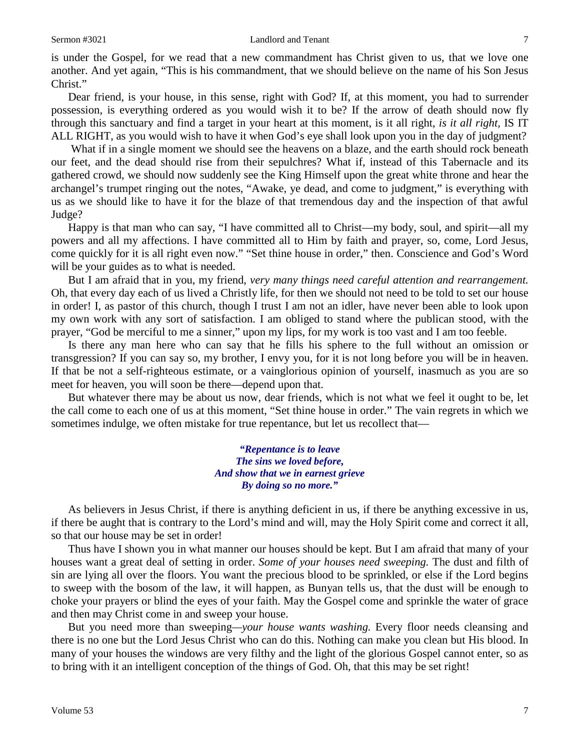is under the Gospel, for we read that a new commandment has Christ given to us, that we love one another. And yet again, "This is his commandment, that we should believe on the name of his Son Jesus Christ."

Dear friend, is your house, in this sense, right with God? If, at this moment, you had to surrender possession, is everything ordered as you would wish it to be? If the arrow of death should now fly through this sanctuary and find a target in your heart at this moment, is it all right, *is it all right,* IS IT ALL RIGHT, as you would wish to have it when God's eye shall look upon you in the day of judgment?

What if in a single moment we should see the heavens on a blaze, and the earth should rock beneath our feet, and the dead should rise from their sepulchres? What if, instead of this Tabernacle and its gathered crowd, we should now suddenly see the King Himself upon the great white throne and hear the archangel's trumpet ringing out the notes, "Awake, ye dead, and come to judgment," is everything with us as we should like to have it for the blaze of that tremendous day and the inspection of that awful Judge?

Happy is that man who can say, "I have committed all to Christ—my body, soul, and spirit—all my powers and all my affections. I have committed all to Him by faith and prayer, so, come, Lord Jesus, come quickly for it is all right even now." "Set thine house in order," then. Conscience and God's Word will be your guides as to what is needed.

But I am afraid that in you, my friend, *very many things need careful attention and rearrangement.* Oh, that every day each of us lived a Christly life, for then we should not need to be told to set our house in order! I, as pastor of this church, though I trust I am not an idler, have never been able to look upon my own work with any sort of satisfaction. I am obliged to stand where the publican stood, with the prayer, "God be merciful to me a sinner," upon my lips, for my work is too vast and I am too feeble.

Is there any man here who can say that he fills his sphere to the full without an omission or transgression? If you can say so, my brother, I envy you, for it is not long before you will be in heaven. If that be not a self-righteous estimate, or a vainglorious opinion of yourself, inasmuch as you are so meet for heaven, you will soon be there—depend upon that.

But whatever there may be about us now, dear friends, which is not what we feel it ought to be, let the call come to each one of us at this moment, "Set thine house in order." The vain regrets in which we sometimes indulge, we often mistake for true repentance, but let us recollect that—

> ***"Repentance is to leave***
> ***The sins we loved before,***
> ***And show that we in earnest grieve***
> ***By doing so no more."***

As believers in Jesus Christ, if there is anything deficient in us, if there be anything excessive in us, if there be aught that is contrary to the Lord's mind and will, may the Holy Spirit come and correct it all, so that our house may be set in order!

Thus have I shown you in what manner our houses should be kept. But I am afraid that many of your houses want a great deal of setting in order. *Some of your houses need sweeping.* The dust and filth of sin are lying all over the floors. You want the precious blood to be sprinkled, or else if the Lord begins to sweep with the bosom of the law, it will happen, as Bunyan tells us, that the dust will be enough to choke your prayers or blind the eyes of your faith. May the Gospel come and sprinkle the water of grace and then may Christ come in and sweep your house.

But you need more than sweeping—*your house wants washing.* Every floor needs cleansing and there is no one but the Lord Jesus Christ who can do this. Nothing can make you clean but His blood. In many of your houses the windows are very filthy and the light of the glorious Gospel cannot enter, so as to bring with it an intelligent conception of the things of God. Oh, that this may be set right!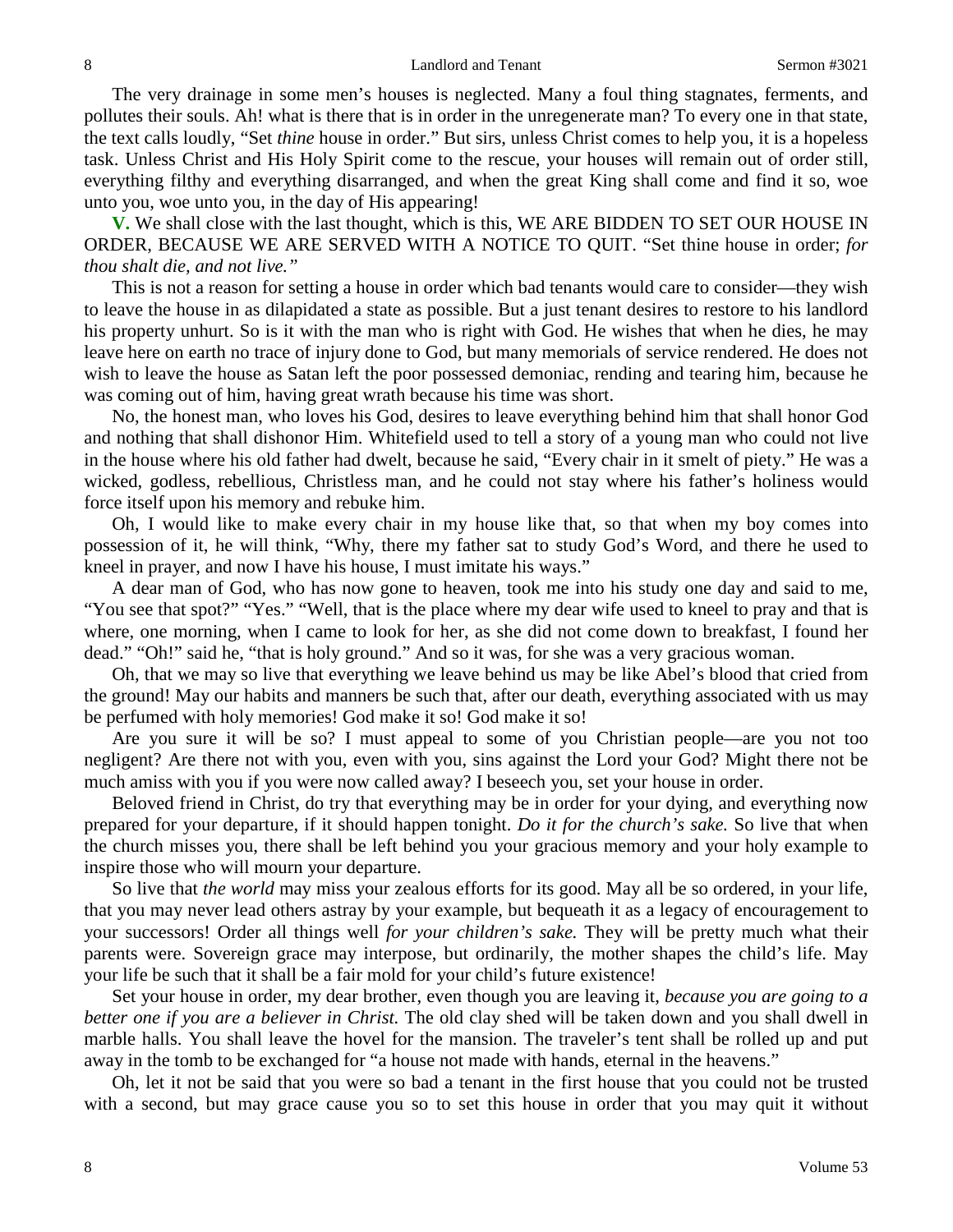The very drainage in some men's houses is neglected. Many a foul thing stagnates, ferments, and pollutes their souls. Ah! what is there that is in order in the unregenerate man? To every one in that state, the text calls loudly, "Set *thine* house in order." But sirs, unless Christ comes to help you, it is a hopeless task. Unless Christ and His Holy Spirit come to the rescue, your houses will remain out of order still, everything filthy and everything disarranged, and when the great King shall come and find it so, woe unto you, woe unto you, in the day of His appearing!

**V.** We shall close with the last thought, which is this, WE ARE BIDDEN TO SET OUR HOUSE IN ORDER, BECAUSE WE ARE SERVED WITH A NOTICE TO QUIT. "Set thine house in order; *for thou shalt die, and not live."*

This is not a reason for setting a house in order which bad tenants would care to consider—they wish to leave the house in as dilapidated a state as possible. But a just tenant desires to restore to his landlord his property unhurt. So is it with the man who is right with God. He wishes that when he dies, he may leave here on earth no trace of injury done to God, but many memorials of service rendered. He does not wish to leave the house as Satan left the poor possessed demoniac, rending and tearing him, because he was coming out of him, having great wrath because his time was short.

No, the honest man, who loves his God, desires to leave everything behind him that shall honor God and nothing that shall dishonor Him. Whitefield used to tell a story of a young man who could not live in the house where his old father had dwelt, because he said, "Every chair in it smelt of piety." He was a wicked, godless, rebellious, Christless man, and he could not stay where his father's holiness would force itself upon his memory and rebuke him.

Oh, I would like to make every chair in my house like that, so that when my boy comes into possession of it, he will think, "Why, there my father sat to study God's Word, and there he used to kneel in prayer, and now I have his house, I must imitate his ways."

A dear man of God, who has now gone to heaven, took me into his study one day and said to me, "You see that spot?" "Yes." "Well, that is the place where my dear wife used to kneel to pray and that is where, one morning, when I came to look for her, as she did not come down to breakfast, I found her dead." "Oh!" said he, "that is holy ground." And so it was, for she was a very gracious woman.

Oh, that we may so live that everything we leave behind us may be like Abel's blood that cried from the ground! May our habits and manners be such that, after our death, everything associated with us may be perfumed with holy memories! God make it so! God make it so!

Are you sure it will be so? I must appeal to some of you Christian people—are you not too negligent? Are there not with you, even with you, sins against the Lord your God? Might there not be much amiss with you if you were now called away? I beseech you, set your house in order.

Beloved friend in Christ, do try that everything may be in order for your dying, and everything now prepared for your departure, if it should happen tonight. *Do it for the church's sake.* So live that when the church misses you, there shall be left behind you your gracious memory and your holy example to inspire those who will mourn your departure.

So live that *the world* may miss your zealous efforts for its good. May all be so ordered, in your life, that you may never lead others astray by your example, but bequeath it as a legacy of encouragement to your successors! Order all things well *for your children's sake.* They will be pretty much what their parents were. Sovereign grace may interpose, but ordinarily, the mother shapes the child's life. May your life be such that it shall be a fair mold for your child's future existence!

Set your house in order, my dear brother, even though you are leaving it, *because you are going to a better one if you are a believer in Christ.* The old clay shed will be taken down and you shall dwell in marble halls. You shall leave the hovel for the mansion. The traveler's tent shall be rolled up and put away in the tomb to be exchanged for "a house not made with hands, eternal in the heavens."

Oh, let it not be said that you were so bad a tenant in the first house that you could not be trusted with a second, but may grace cause you so to set this house in order that you may quit it without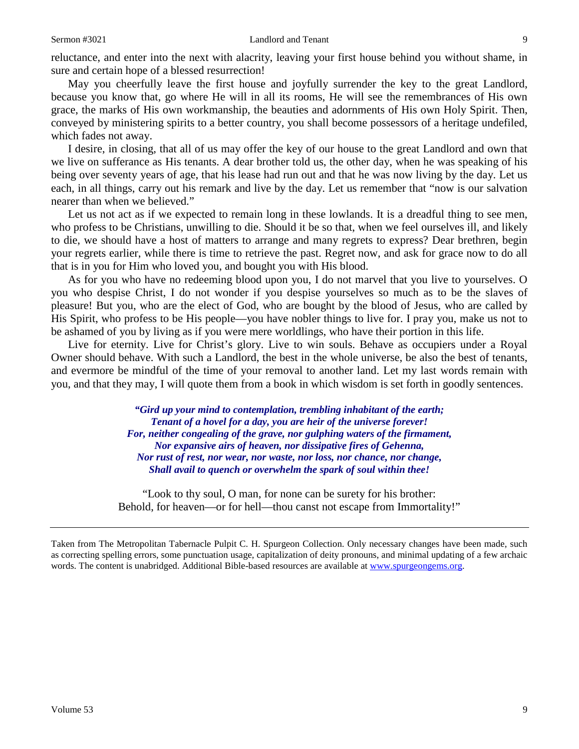reluctance, and enter into the next with alacrity, leaving your first house behind you without shame, in sure and certain hope of a blessed resurrection!

May you cheerfully leave the first house and joyfully surrender the key to the great Landlord, because you know that, go where He will in all its rooms, He will see the remembrances of His own grace, the marks of His own workmanship, the beauties and adornments of His own Holy Spirit. Then, conveyed by ministering spirits to a better country, you shall become possessors of a heritage undefiled, which fades not away.

I desire, in closing, that all of us may offer the key of our house to the great Landlord and own that we live on sufferance as His tenants. A dear brother told us, the other day, when he was speaking of his being over seventy years of age, that his lease had run out and that he was now living by the day. Let us each, in all things, carry out his remark and live by the day. Let us remember that "now is our salvation nearer than when we believed."

Let us not act as if we expected to remain long in these lowlands. It is a dreadful thing to see men, who profess to be Christians, unwilling to die. Should it be so that, when we feel ourselves ill, and likely to die, we should have a host of matters to arrange and many regrets to express? Dear brethren, begin your regrets earlier, while there is time to retrieve the past. Regret now, and ask for grace now to do all that is in you for Him who loved you, and bought you with His blood.

As for you who have no redeeming blood upon you, I do not marvel that you live to yourselves. O you who despise Christ, I do not wonder if you despise yourselves so much as to be the slaves of pleasure! But you, who are the elect of God, who are bought by the blood of Jesus, who are called by His Spirit, who profess to be His people—you have nobler things to live for. I pray you, make us not to be ashamed of you by living as if you were mere worldlings, who have their portion in this life.

Live for eternity. Live for Christ's glory. Live to win souls. Behave as occupiers under a Royal Owner should behave. With such a Landlord, the best in the whole universe, be also the best of tenants, and evermore be mindful of the time of your removal to another land. Let my last words remain with you, and that they may, I will quote them from a book in which wisdom is set forth in goodly sentences.

***"Gird up your mind to contemplation, trembling inhabitant of the earth;***
***Tenant of a hovel for a day, you are heir of the universe forever!***
***For, neither congealing of the grave, nor gulphing waters of the firmament,***
***Nor expansive airs of heaven, nor dissipative fires of Gehenna,***
***Nor rust of rest, nor wear, nor waste, nor loss, nor chance, nor change,***
***Shall avail to quench or overwhelm the spark of soul within thee!***

"Look to thy soul, O man, for none can be surety for his brother:
Behold, for heaven—or for hell—thou canst not escape from Immortality!"

---

Taken from The Metropolitan Tabernacle Pulpit C. H. Spurgeon Collection. Only necessary changes have been made, such as correcting spelling errors, some punctuation usage, capitalization of deity pronouns, and minimal updating of a few archaic words. The content is unabridged. Additional Bible-based resources are available at [www.spurgeongems.org](http://www.spurgeongems.org).